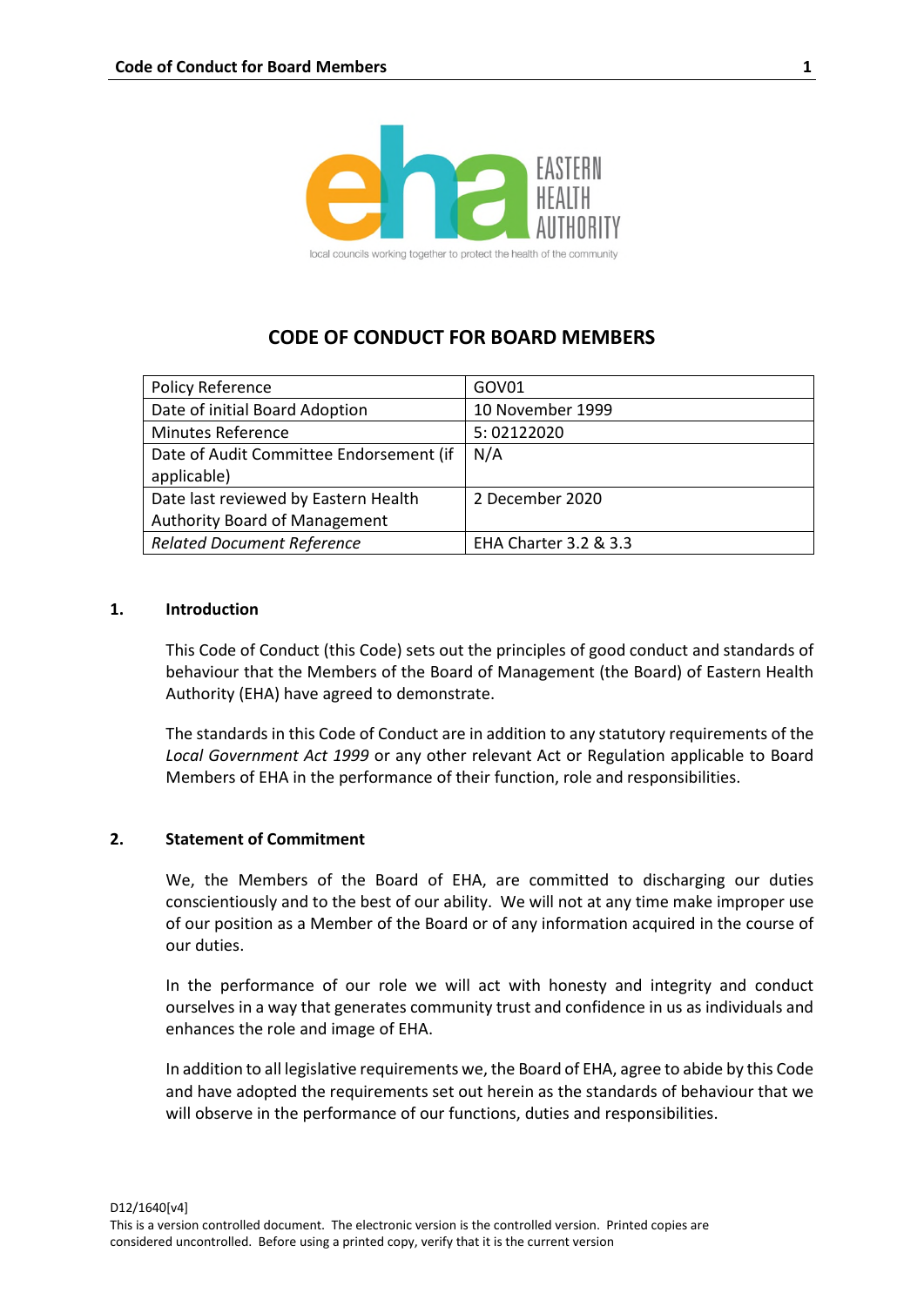# CODE OF CONDUCT FOR BOARD MEMBERS

| Policy Reference | GOV01 |
| --- | --- |
| Date of initial Board Adoption | 10 November 1999 |
| Minutes Reference | 5: 02122020 |
| Date of Audit Committee Endorsement (if applicable) | N/A |
| Date last reviewed by Eastern Health Authority Board of Management | 2 December 2020 |
| *Related Document Reference* | EHA Charter 3.2 & 3.3 |

## 1. Introduction

This Code of Conduct (this Code) sets out the principles of good conduct and standards of behaviour that the Members of the Board of Management (the Board) of Eastern Health Authority (EHA) have agreed to demonstrate.

The standards in this Code of Conduct are in addition to any statutory requirements of the *Local Government Act 1999* or any other relevant Act or Regulation applicable to Board Members of EHA in the performance of their function, role and responsibilities.

## 2. Statement of Commitment

We, the Members of the Board of EHA, are committed to discharging our duties conscientiously and to the best of our ability. We will not at any time make improper use of our position as a Member of the Board or of any information acquired in the course of our duties.

In the performance of our role we will act with honesty and integrity and conduct ourselves in a way that generates community trust and confidence in us as individuals and enhances the role and image of EHA.

In addition to all legislative requirements we, the Board of EHA, agree to abide by this Code and have adopted the requirements set out herein as the standards of behaviour that we will observe in the performance of our functions, duties and responsibilities.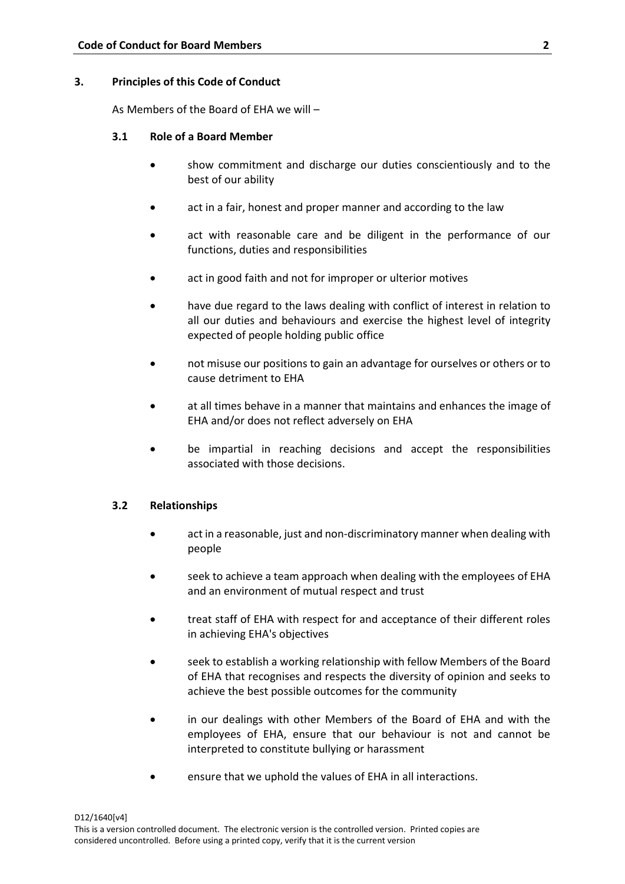## 3. Principles of this Code of Conduct

As Members of the Board of EHA we will –

### 3.1 Role of a Board Member

- show commitment and discharge our duties conscientiously and to the best of our ability
- act in a fair, honest and proper manner and according to the law
- act with reasonable care and be diligent in the performance of our functions, duties and responsibilities
- act in good faith and not for improper or ulterior motives
- have due regard to the laws dealing with conflict of interest in relation to all our duties and behaviours and exercise the highest level of integrity expected of people holding public office
- not misuse our positions to gain an advantage for ourselves or others or to cause detriment to EHA
- at all times behave in a manner that maintains and enhances the image of EHA and/or does not reflect adversely on EHA
- be impartial in reaching decisions and accept the responsibilities associated with those decisions.

### 3.2 Relationships

- act in a reasonable, just and non-discriminatory manner when dealing with people
- seek to achieve a team approach when dealing with the employees of EHA and an environment of mutual respect and trust
- treat staff of EHA with respect for and acceptance of their different roles in achieving EHA's objectives
- seek to establish a working relationship with fellow Members of the Board of EHA that recognises and respects the diversity of opinion and seeks to achieve the best possible outcomes for the community
- in our dealings with other Members of the Board of EHA and with the employees of EHA, ensure that our behaviour is not and cannot be interpreted to constitute bullying or harassment
- ensure that we uphold the values of EHA in all interactions.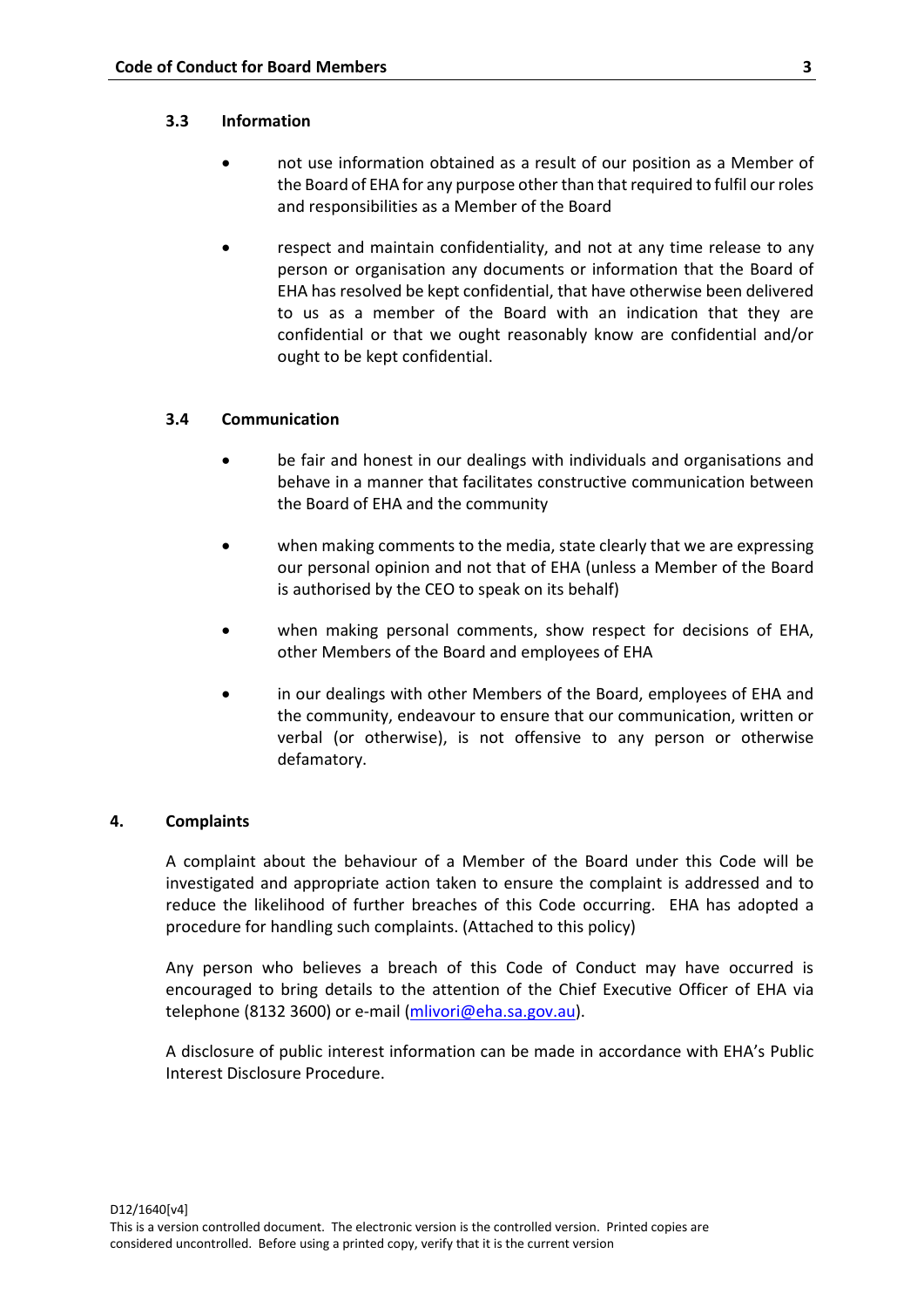### 3.3 Information

- not use information obtained as a result of our position as a Member of the Board of EHA for any purpose other than that required to fulfil our roles and responsibilities as a Member of the Board
- respect and maintain confidentiality, and not at any time release to any person or organisation any documents or information that the Board of EHA has resolved be kept confidential, that have otherwise been delivered to us as a member of the Board with an indication that they are confidential or that we ought reasonably know are confidential and/or ought to be kept confidential.

### 3.4 Communication

- be fair and honest in our dealings with individuals and organisations and behave in a manner that facilitates constructive communication between the Board of EHA and the community
- when making comments to the media, state clearly that we are expressing our personal opinion and not that of EHA (unless a Member of the Board is authorised by the CEO to speak on its behalf)
- when making personal comments, show respect for decisions of EHA, other Members of the Board and employees of EHA
- in our dealings with other Members of the Board, employees of EHA and the community, endeavour to ensure that our communication, written or verbal (or otherwise), is not offensive to any person or otherwise defamatory.

## 4. Complaints

A complaint about the behaviour of a Member of the Board under this Code will be investigated and appropriate action taken to ensure the complaint is addressed and to reduce the likelihood of further breaches of this Code occurring. EHA has adopted a procedure for handling such complaints. (Attached to this policy)

Any person who believes a breach of this Code of Conduct may have occurred is encouraged to bring details to the attention of the Chief Executive Officer of EHA via telephone (8132 3600) or e-mail (mlivori@eha.sa.gov.au).

A disclosure of public interest information can be made in accordance with EHA's Public Interest Disclosure Procedure.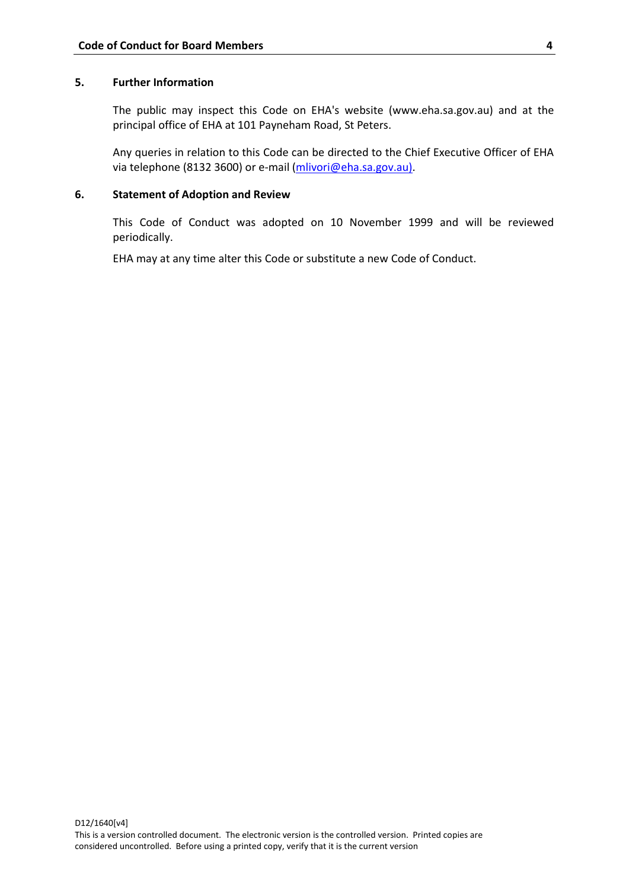## 5. Further Information

The public may inspect this Code on EHA's website (www.eha.sa.gov.au) and at the principal office of EHA at 101 Payneham Road, St Peters.

Any queries in relation to this Code can be directed to the Chief Executive Officer of EHA via telephone (8132 3600) or e-mail (mlivori@eha.sa.gov.au).

## 6. Statement of Adoption and Review

This Code of Conduct was adopted on 10 November 1999 and will be reviewed periodically.

EHA may at any time alter this Code or substitute a new Code of Conduct.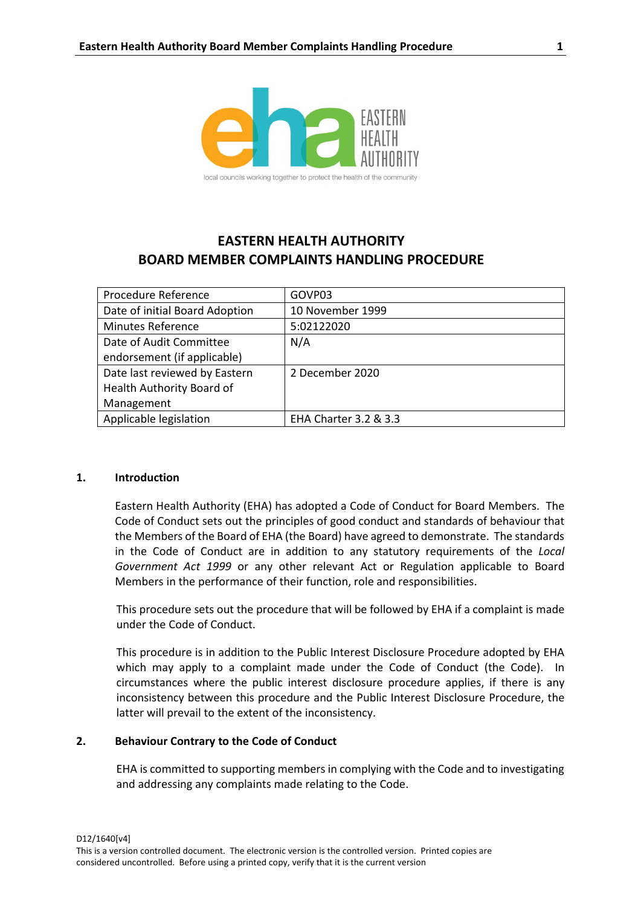# EASTERN HEALTH AUTHORITY BOARD MEMBER COMPLAINTS HANDLING PROCEDURE

| Procedure Reference | GOVP03 |
|---|---|
| Date of initial Board Adoption | 10 November 1999 |
| Minutes Reference | 5:02122020 |
| Date of Audit Committee endorsement (if applicable) | N/A |
| Date last reviewed by Eastern Health Authority Board of Management | 2 December 2020 |
| Applicable legislation | EHA Charter 3.2 & 3.3 |

## 1. Introduction

Eastern Health Authority (EHA) has adopted a Code of Conduct for Board Members. The Code of Conduct sets out the principles of good conduct and standards of behaviour that the Members of the Board of EHA (the Board) have agreed to demonstrate. The standards in the Code of Conduct are in addition to any statutory requirements of the *Local Government Act 1999* or any other relevant Act or Regulation applicable to Board Members in the performance of their function, role and responsibilities.

This procedure sets out the procedure that will be followed by EHA if a complaint is made under the Code of Conduct.

This procedure is in addition to the Public Interest Disclosure Procedure adopted by EHA which may apply to a complaint made under the Code of Conduct (the Code). In circumstances where the public interest disclosure procedure applies, if there is any inconsistency between this procedure and the Public Interest Disclosure Procedure, the latter will prevail to the extent of the inconsistency.

## 2. Behaviour Contrary to the Code of Conduct

EHA is committed to supporting members in complying with the Code and to investigating and addressing any complaints made relating to the Code.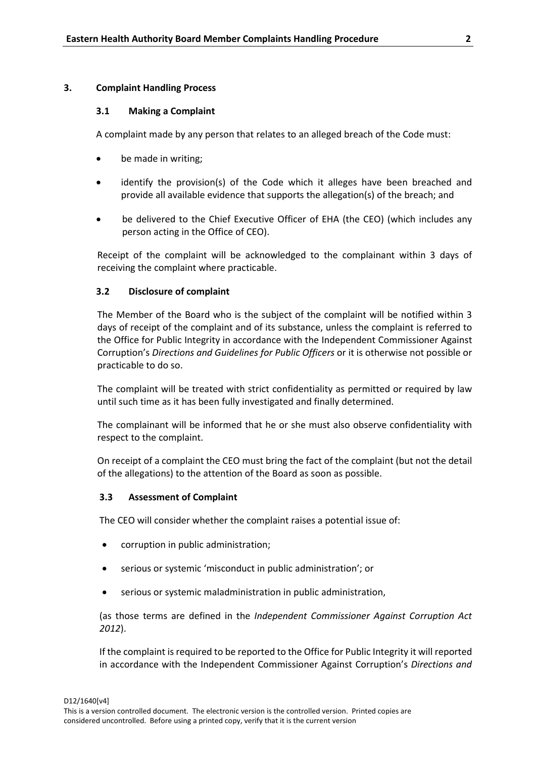## 3. Complaint Handling Process

### 3.1 Making a Complaint

A complaint made by any person that relates to an alleged breach of the Code must:

- be made in writing;
- identify the provision(s) of the Code which it alleges have been breached and provide all available evidence that supports the allegation(s) of the breach; and
- be delivered to the Chief Executive Officer of EHA (the CEO) (which includes any person acting in the Office of CEO).

Receipt of the complaint will be acknowledged to the complainant within 3 days of receiving the complaint where practicable.

### 3.2 Disclosure of complaint

The Member of the Board who is the subject of the complaint will be notified within 3 days of receipt of the complaint and of its substance, unless the complaint is referred to the Office for Public Integrity in accordance with the Independent Commissioner Against Corruption's *Directions and Guidelines for Public Officers* or it is otherwise not possible or practicable to do so.

The complaint will be treated with strict confidentiality as permitted or required by law until such time as it has been fully investigated and finally determined.

The complainant will be informed that he or she must also observe confidentiality with respect to the complaint.

On receipt of a complaint the CEO must bring the fact of the complaint (but not the detail of the allegations) to the attention of the Board as soon as possible.

### 3.3 Assessment of Complaint

The CEO will consider whether the complaint raises a potential issue of:

- corruption in public administration;
- serious or systemic 'misconduct in public administration'; or
- serious or systemic maladministration in public administration,

(as those terms are defined in the *Independent Commissioner Against Corruption Act 2012*).

If the complaint is required to be reported to the Office for Public Integrity it will reported in accordance with the Independent Commissioner Against Corruption's *Directions and*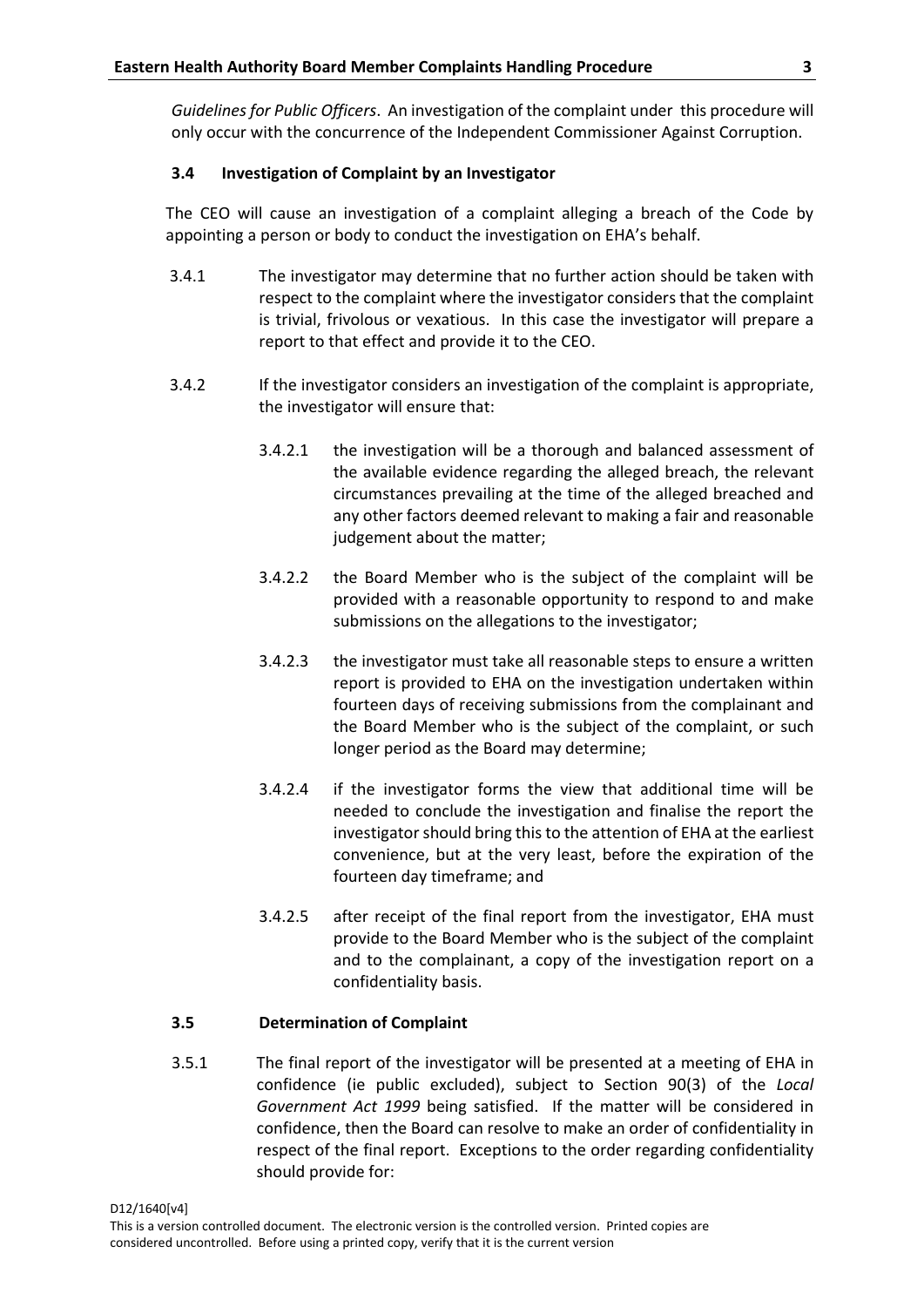*Guidelines for Public Officers*. An investigation of the complaint under this procedure will only occur with the concurrence of the Independent Commissioner Against Corruption.

### 3.4 Investigation of Complaint by an Investigator

The CEO will cause an investigation of a complaint alleging a breach of the Code by appointing a person or body to conduct the investigation on EHA's behalf.

3.4.1 The investigator may determine that no further action should be taken with respect to the complaint where the investigator considers that the complaint is trivial, frivolous or vexatious. In this case the investigator will prepare a report to that effect and provide it to the CEO.

3.4.2 If the investigator considers an investigation of the complaint is appropriate, the investigator will ensure that:

3.4.2.1 the investigation will be a thorough and balanced assessment of the available evidence regarding the alleged breach, the relevant circumstances prevailing at the time of the alleged breached and any other factors deemed relevant to making a fair and reasonable judgement about the matter;

3.4.2.2 the Board Member who is the subject of the complaint will be provided with a reasonable opportunity to respond to and make submissions on the allegations to the investigator;

3.4.2.3 the investigator must take all reasonable steps to ensure a written report is provided to EHA on the investigation undertaken within fourteen days of receiving submissions from the complainant and the Board Member who is the subject of the complaint, or such longer period as the Board may determine;

3.4.2.4 if the investigator forms the view that additional time will be needed to conclude the investigation and finalise the report the investigator should bring this to the attention of EHA at the earliest convenience, but at the very least, before the expiration of the fourteen day timeframe; and

3.4.2.5 after receipt of the final report from the investigator, EHA must provide to the Board Member who is the subject of the complaint and to the complainant, a copy of the investigation report on a confidentiality basis.

### 3.5 Determination of Complaint

3.5.1 The final report of the investigator will be presented at a meeting of EHA in confidence (ie public excluded), subject to Section 90(3) of the *Local Government Act 1999* being satisfied. If the matter will be considered in confidence, then the Board can resolve to make an order of confidentiality in respect of the final report. Exceptions to the order regarding confidentiality should provide for: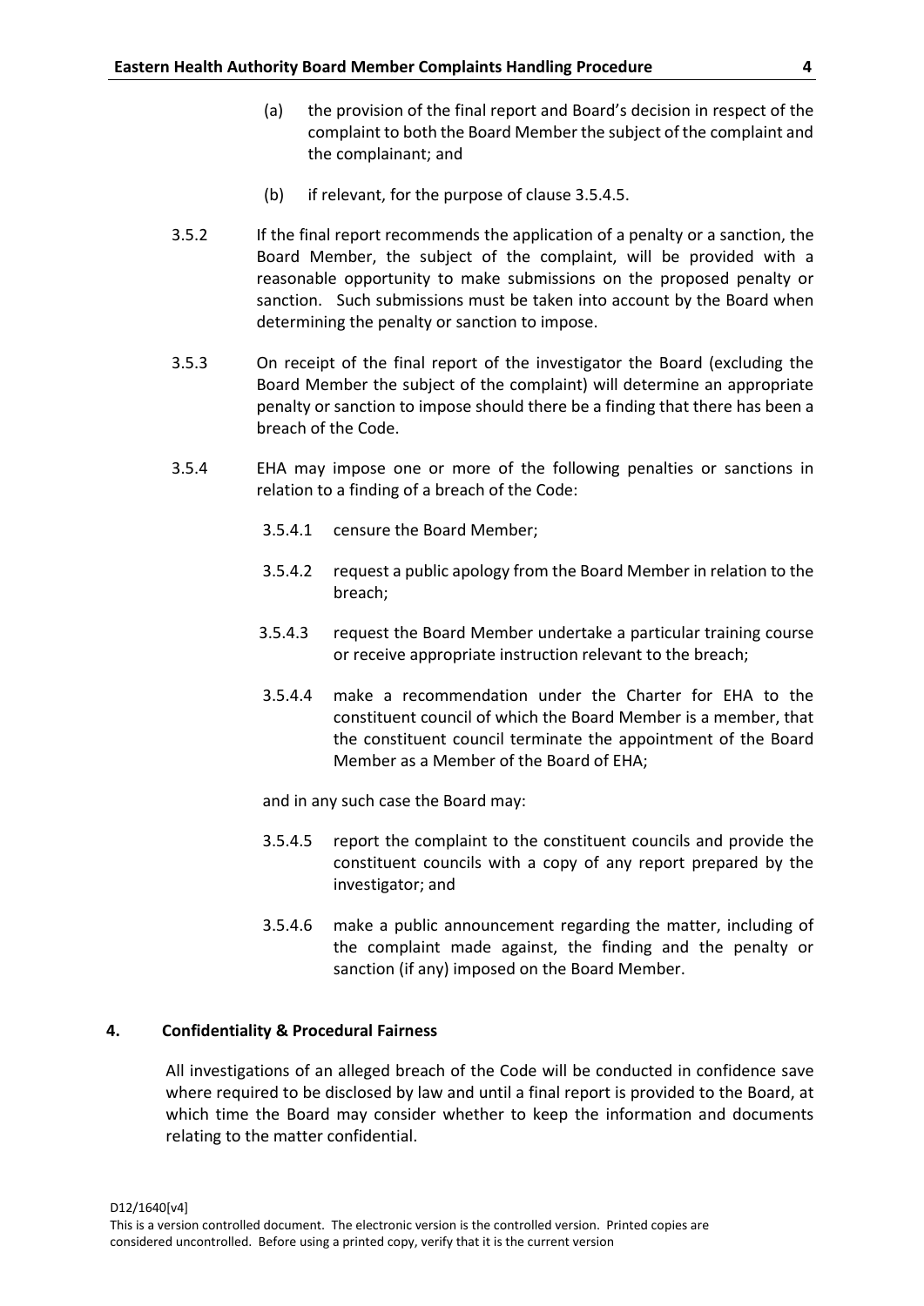(a) the provision of the final report and Board's decision in respect of the complaint to both the Board Member the subject of the complaint and the complainant; and

(b) if relevant, for the purpose of clause 3.5.4.5.

3.5.2 If the final report recommends the application of a penalty or a sanction, the Board Member, the subject of the complaint, will be provided with a reasonable opportunity to make submissions on the proposed penalty or sanction. Such submissions must be taken into account by the Board when determining the penalty or sanction to impose.

3.5.3 On receipt of the final report of the investigator the Board (excluding the Board Member the subject of the complaint) will determine an appropriate penalty or sanction to impose should there be a finding that there has been a breach of the Code.

3.5.4 EHA may impose one or more of the following penalties or sanctions in relation to a finding of a breach of the Code:

3.5.4.1 censure the Board Member;

3.5.4.2 request a public apology from the Board Member in relation to the breach;

3.5.4.3 request the Board Member undertake a particular training course or receive appropriate instruction relevant to the breach;

3.5.4.4 make a recommendation under the Charter for EHA to the constituent council of which the Board Member is a member, that the constituent council terminate the appointment of the Board Member as a Member of the Board of EHA;

and in any such case the Board may:

3.5.4.5 report the complaint to the constituent councils and provide the constituent councils with a copy of any report prepared by the investigator; and

3.5.4.6 make a public announcement regarding the matter, including of the complaint made against, the finding and the penalty or sanction (if any) imposed on the Board Member.

## 4. Confidentiality & Procedural Fairness

All investigations of an alleged breach of the Code will be conducted in confidence save where required to be disclosed by law and until a final report is provided to the Board, at which time the Board may consider whether to keep the information and documents relating to the matter confidential.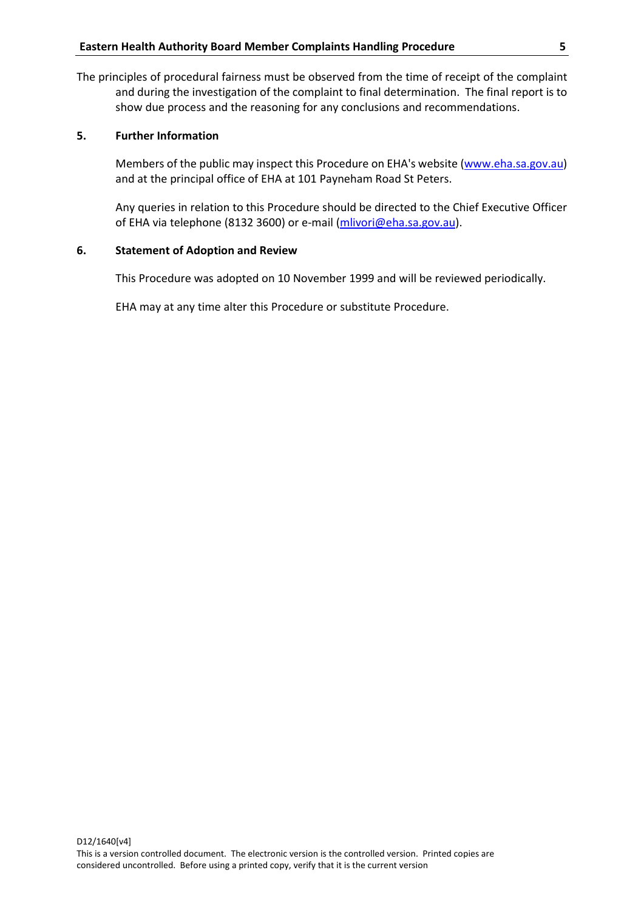The principles of procedural fairness must be observed from the time of receipt of the complaint and during the investigation of the complaint to final determination. The final report is to show due process and the reasoning for any conclusions and recommendations.

## 5. Further Information

Members of the public may inspect this Procedure on EHA's website (www.eha.sa.gov.au) and at the principal office of EHA at 101 Payneham Road St Peters.

Any queries in relation to this Procedure should be directed to the Chief Executive Officer of EHA via telephone (8132 3600) or e-mail (mlivori@eha.sa.gov.au).

## 6. Statement of Adoption and Review

This Procedure was adopted on 10 November 1999 and will be reviewed periodically.

EHA may at any time alter this Procedure or substitute Procedure.